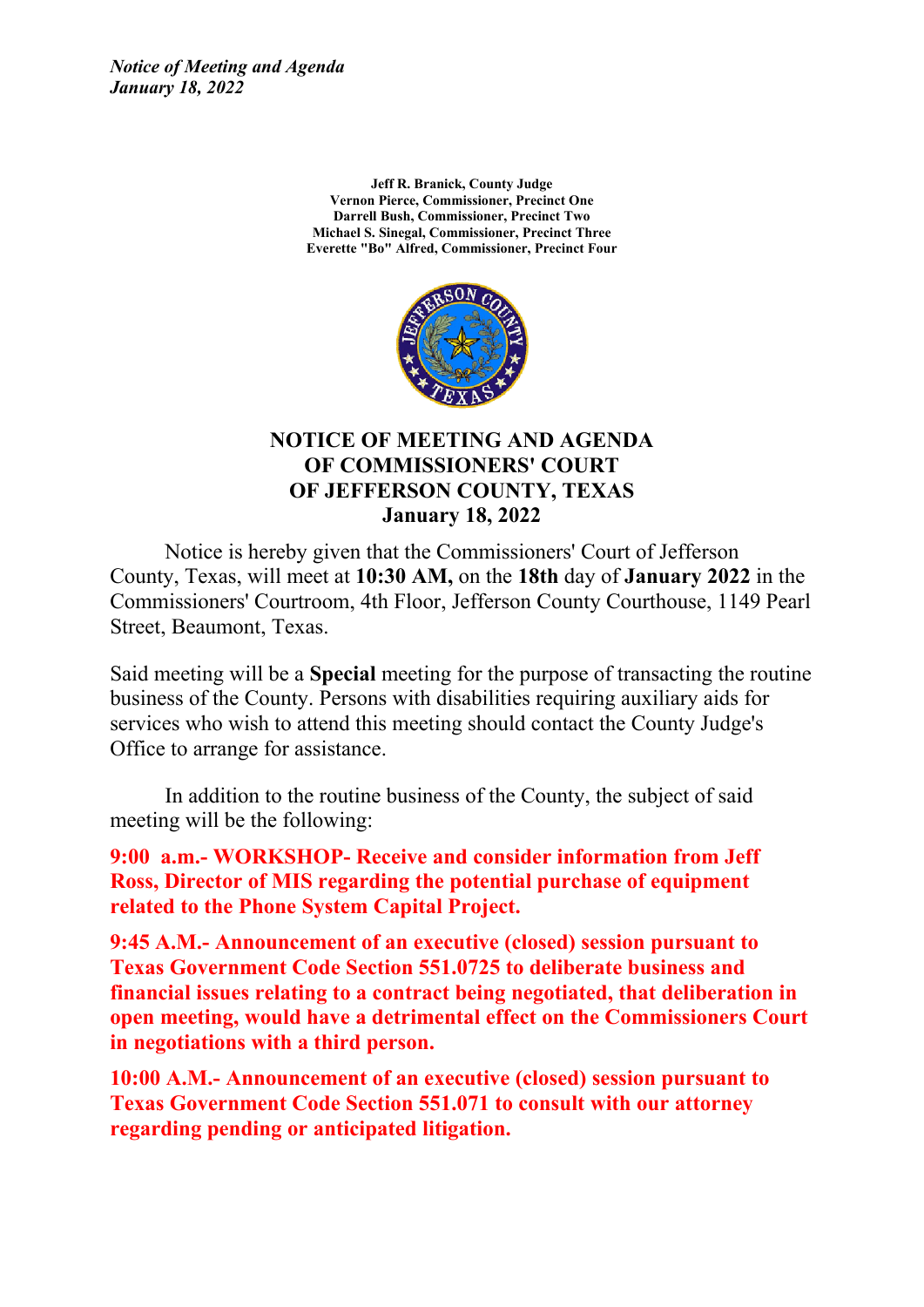*Notice of Meeting and Agenda*
*January 18, 2022*

**Jeff R. Branick, County Judge**
**Vernon Pierce, Commissioner, Precinct One**
**Darrell Bush, Commissioner, Precinct Two**
**Michael S. Sinegal, Commissioner, Precinct Three**
**Everette "Bo" Alfred, Commissioner, Precinct Four**

# NOTICE OF MEETING AND AGENDA OF COMMISSIONERS' COURT OF JEFFERSON COUNTY, TEXAS January 18, 2022

Notice is hereby given that the Commissioners' Court of Jefferson County, Texas, will meet at **10:30 AM,** on the **18th** day of **January 2022** in the Commissioners' Courtroom, 4th Floor, Jefferson County Courthouse, 1149 Pearl Street, Beaumont, Texas.

Said meeting will be a **Special** meeting for the purpose of transacting the routine business of the County. Persons with disabilities requiring auxiliary aids for services who wish to attend this meeting should contact the County Judge's Office to arrange for assistance.

In addition to the routine business of the County, the subject of said meeting will be the following:

**9:00 a.m.- WORKSHOP- Receive and consider information from Jeff Ross, Director of MIS regarding the potential purchase of equipment related to the Phone System Capital Project.**

**9:45 A.M.- Announcement of an executive (closed) session pursuant to Texas Government Code Section 551.0725 to deliberate business and financial issues relating to a contract being negotiated, that deliberation in open meeting, would have a detrimental effect on the Commissioners Court in negotiations with a third person.**

**10:00 A.M.- Announcement of an executive (closed) session pursuant to Texas Government Code Section 551.071 to consult with our attorney regarding pending or anticipated litigation.**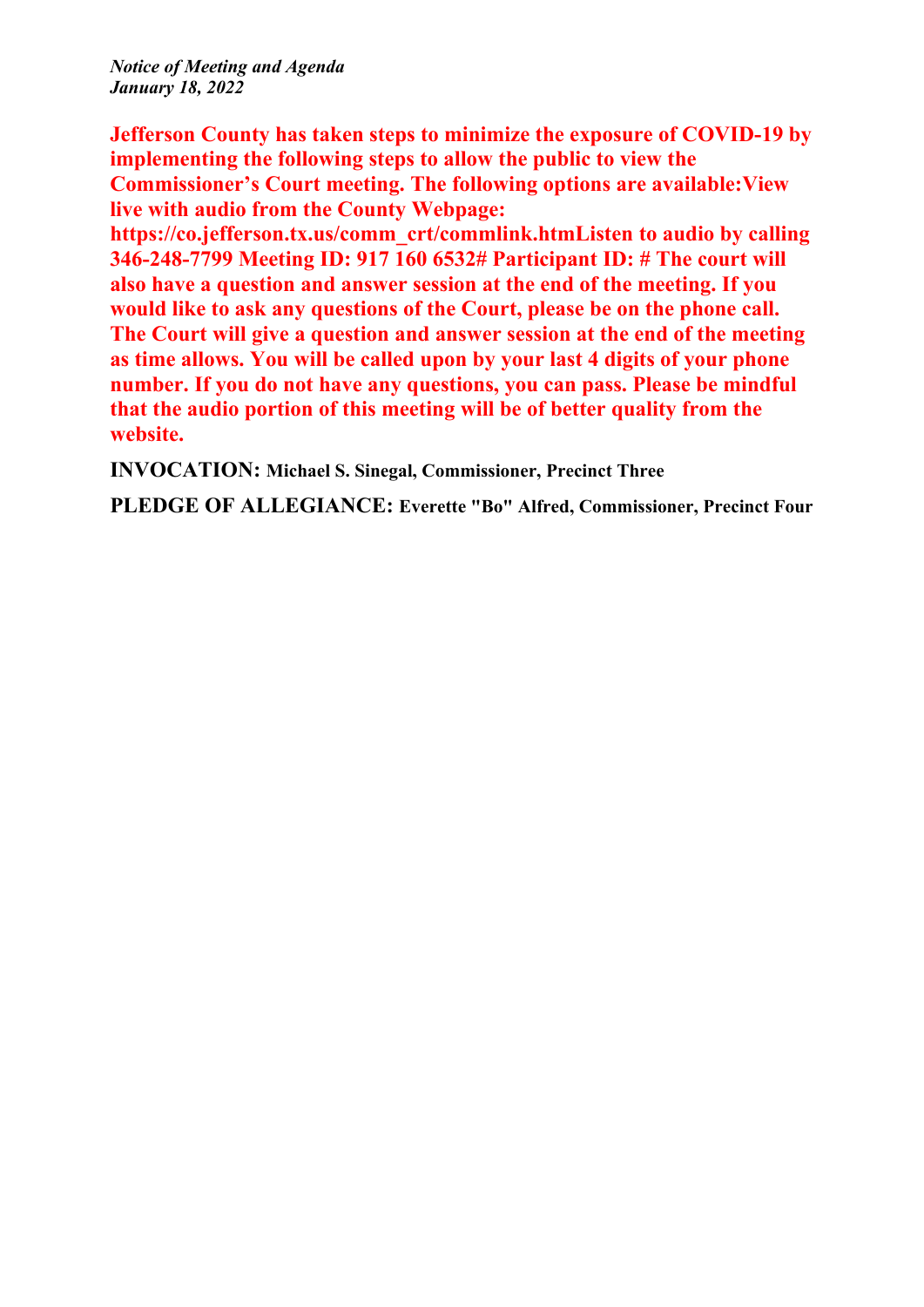*Notice of Meeting and Agenda*
*January 18, 2022*

**Jefferson County has taken steps to minimize the exposure of COVID-19 by implementing the following steps to allow the public to view the Commissioner's Court meeting. The following options are available:View live with audio from the County Webpage: https://co.jefferson.tx.us/comm_crt/commlink.htmListen to audio by calling 346-248-7799 Meeting ID: 917 160 6532# Participant ID: # The court will also have a question and answer session at the end of the meeting. If you would like to ask any questions of the Court, please be on the phone call. The Court will give a question and answer session at the end of the meeting as time allows. You will be called upon by your last 4 digits of your phone number. If you do not have any questions, you can pass. Please be mindful that the audio portion of this meeting will be of better quality from the website.**

**INVOCATION:** **Michael S. Sinegal, Commissioner, Precinct Three**

**PLEDGE OF ALLEGIANCE:** **Everette "Bo" Alfred, Commissioner, Precinct Four**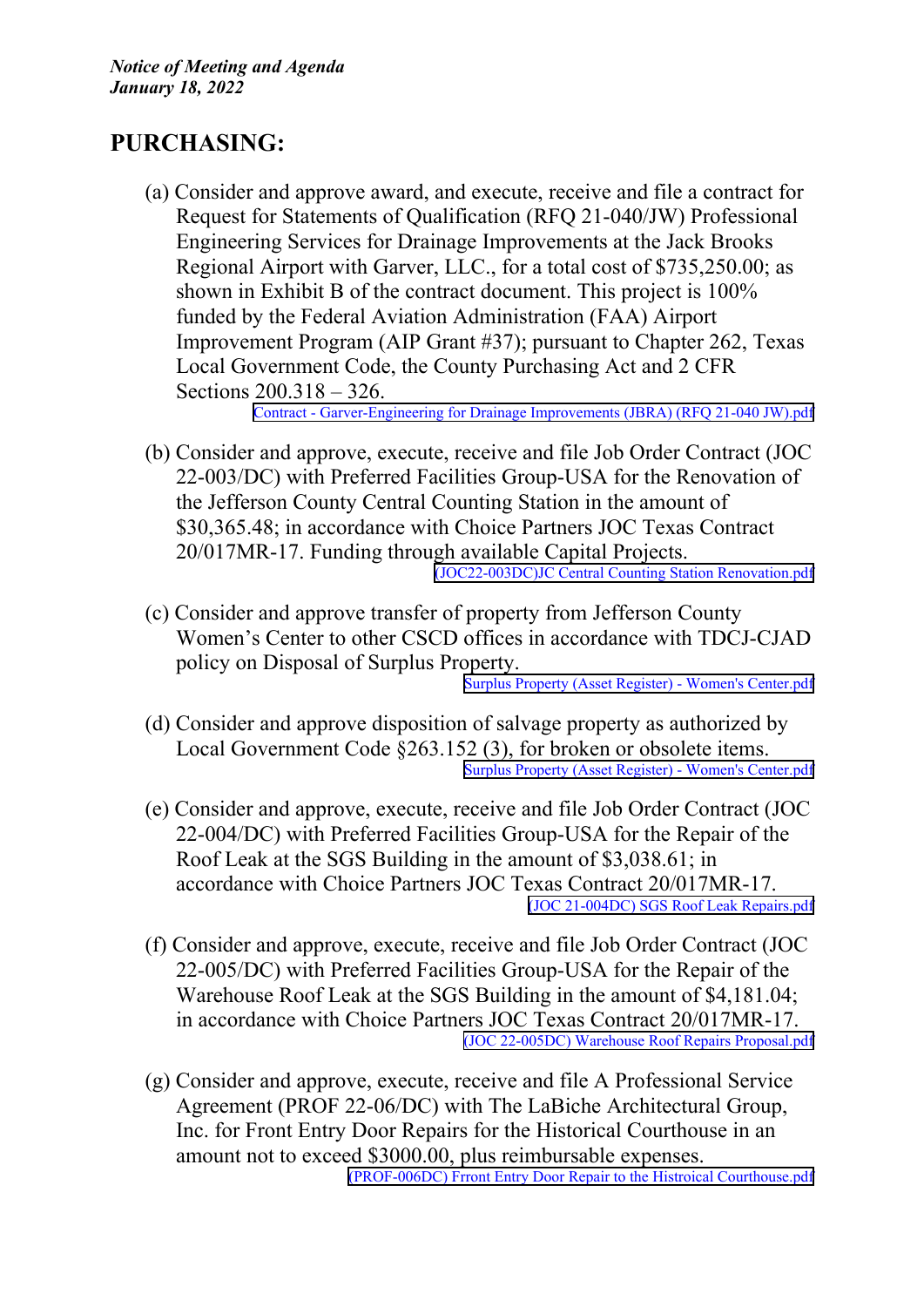# PURCHASING:

(a) Consider and approve award, and execute, receive and file a contract for Request for Statements of Qualification (RFQ 21-040/JW) Professional Engineering Services for Drainage Improvements at the Jack Brooks Regional Airport with Garver, LLC., for a total cost of $735,250.00; as shown in Exhibit B of the contract document. This project is 100% funded by the Federal Aviation Administration (FAA) Airport Improvement Program (AIP Grant #37); pursuant to Chapter 262, Texas Local Government Code, the County Purchasing Act and 2 CFR Sections 200.318 – 326.

Contract - Garver-Engineering for Drainage Improvements (JBRA) (RFQ 21-040 JW).pdf

(b) Consider and approve, execute, receive and file Job Order Contract (JOC 22-003/DC) with Preferred Facilities Group-USA for the Renovation of the Jefferson County Central Counting Station in the amount of $30,365.48; in accordance with Choice Partners JOC Texas Contract 20/017MR-17. Funding through available Capital Projects.

(JOC22-003DC)JC Central Counting Station Renovation.pdf

(c) Consider and approve transfer of property from Jefferson County Women's Center to other CSCD offices in accordance with TDCJ-CJAD policy on Disposal of Surplus Property.

Surplus Property (Asset Register) - Women's Center.pdf

(d) Consider and approve disposition of salvage property as authorized by Local Government Code §263.152 (3), for broken or obsolete items.

Surplus Property (Asset Register) - Women's Center.pdf

(e) Consider and approve, execute, receive and file Job Order Contract (JOC 22-004/DC) with Preferred Facilities Group-USA for the Repair of the Roof Leak at the SGS Building in the amount of $3,038.61; in accordance with Choice Partners JOC Texas Contract 20/017MR-17.

(JOC 21-004DC) SGS Roof Leak Repairs.pdf

(f) Consider and approve, execute, receive and file Job Order Contract (JOC 22-005/DC) with Preferred Facilities Group-USA for the Repair of the Warehouse Roof Leak at the SGS Building in the amount of $4,181.04; in accordance with Choice Partners JOC Texas Contract 20/017MR-17.

(JOC 22-005DC) Warehouse Roof Repairs Proposal.pdf

(g) Consider and approve, execute, receive and file A Professional Service Agreement (PROF 22-06/DC) with The LaBiche Architectural Group, Inc. for Front Entry Door Repairs for the Historical Courthouse in an amount not to exceed $3000.00, plus reimbursable expenses.

(PROF-006DC) Frront Entry Door Repair to the Histroical Courthouse.pdf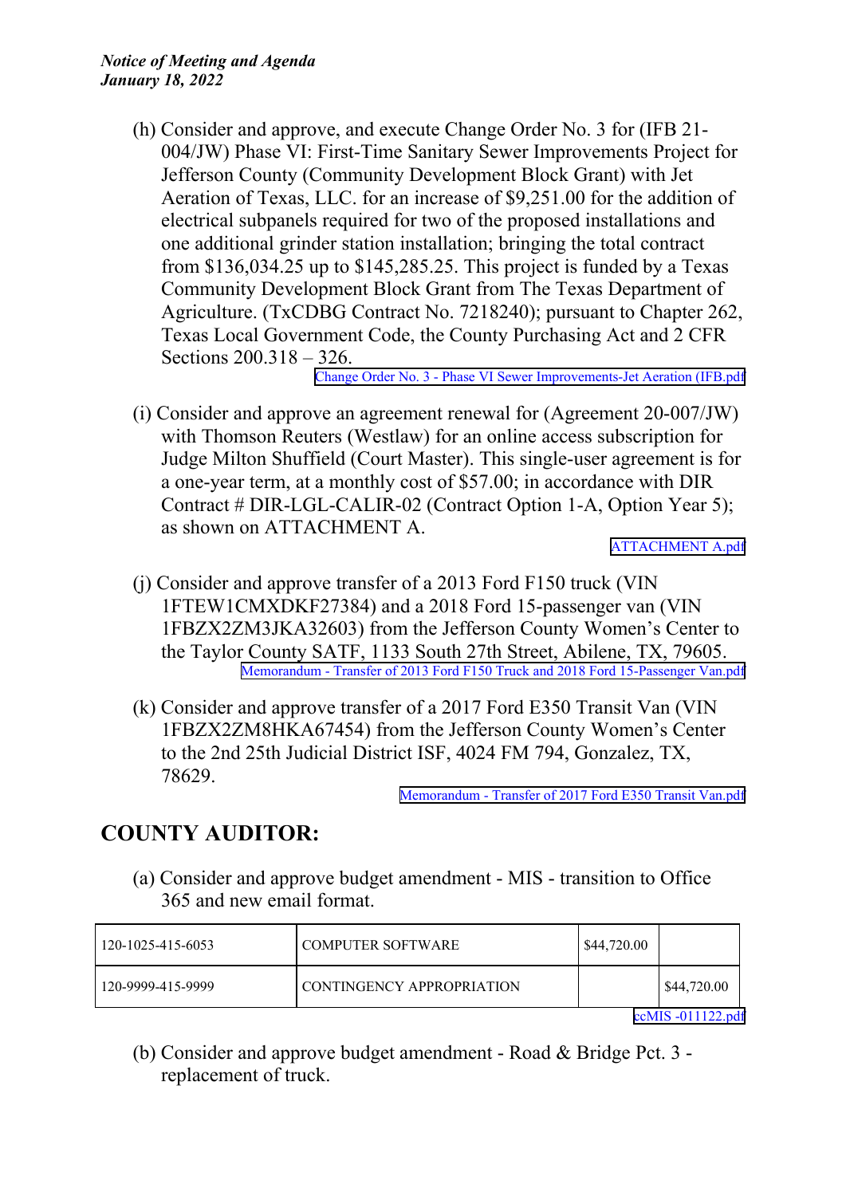(h) Consider and approve, and execute Change Order No. 3 for (IFB 21-004/JW) Phase VI: First-Time Sanitary Sewer Improvements Project for Jefferson County (Community Development Block Grant) with Jet Aeration of Texas, LLC. for an increase of $9,251.00 for the addition of electrical subpanels required for two of the proposed installations and one additional grinder station installation; bringing the total contract from $136,034.25 up to $145,285.25. This project is funded by a Texas Community Development Block Grant from The Texas Department of Agriculture. (TxCDBG Contract No. 7218240); pursuant to Chapter 262, Texas Local Government Code, the County Purchasing Act and 2 CFR Sections 200.318 – 326.

Change Order No. 3 - Phase VI Sewer Improvements-Jet Aeration (IFB.pdf

(i) Consider and approve an agreement renewal for (Agreement 20-007/JW) with Thomson Reuters (Westlaw) for an online access subscription for Judge Milton Shuffield (Court Master). This single-user agreement is for a one-year term, at a monthly cost of $57.00; in accordance with DIR Contract # DIR-LGL-CALIR-02 (Contract Option 1-A, Option Year 5); as shown on ATTACHMENT A.

ATTACHMENT A.pdf

(j) Consider and approve transfer of a 2013 Ford F150 truck (VIN 1FTEW1CMXDKF27384) and a 2018 Ford 15-passenger van (VIN 1FBZX2ZM3JKA32603) from the Jefferson County Women's Center to the Taylor County SATF, 1133 South 27th Street, Abilene, TX, 79605.

Memorandum - Transfer of 2013 Ford F150 Truck and 2018 Ford 15-Passenger Van.pdf

(k) Consider and approve transfer of a 2017 Ford E350 Transit Van (VIN 1FBZX2ZM8HKA67454) from the Jefferson County Women's Center to the 2nd 25th Judicial District ISF, 4024 FM 794, Gonzalez, TX, 78629.

Memorandum - Transfer of 2017 Ford E350 Transit Van.pdf

## COUNTY AUDITOR:

(a) Consider and approve budget amendment - MIS - transition to Office 365 and new email format.

| | | | |
|---|---|---|---|
| 120-1025-415-6053 | COMPUTER SOFTWARE | $44,720.00 | |
| 120-9999-415-9999 | CONTINGENCY APPROPRIATION | | $44,720.00 |

ccMIS -011122.pdf

(b) Consider and approve budget amendment - Road & Bridge Pct. 3 - replacement of truck.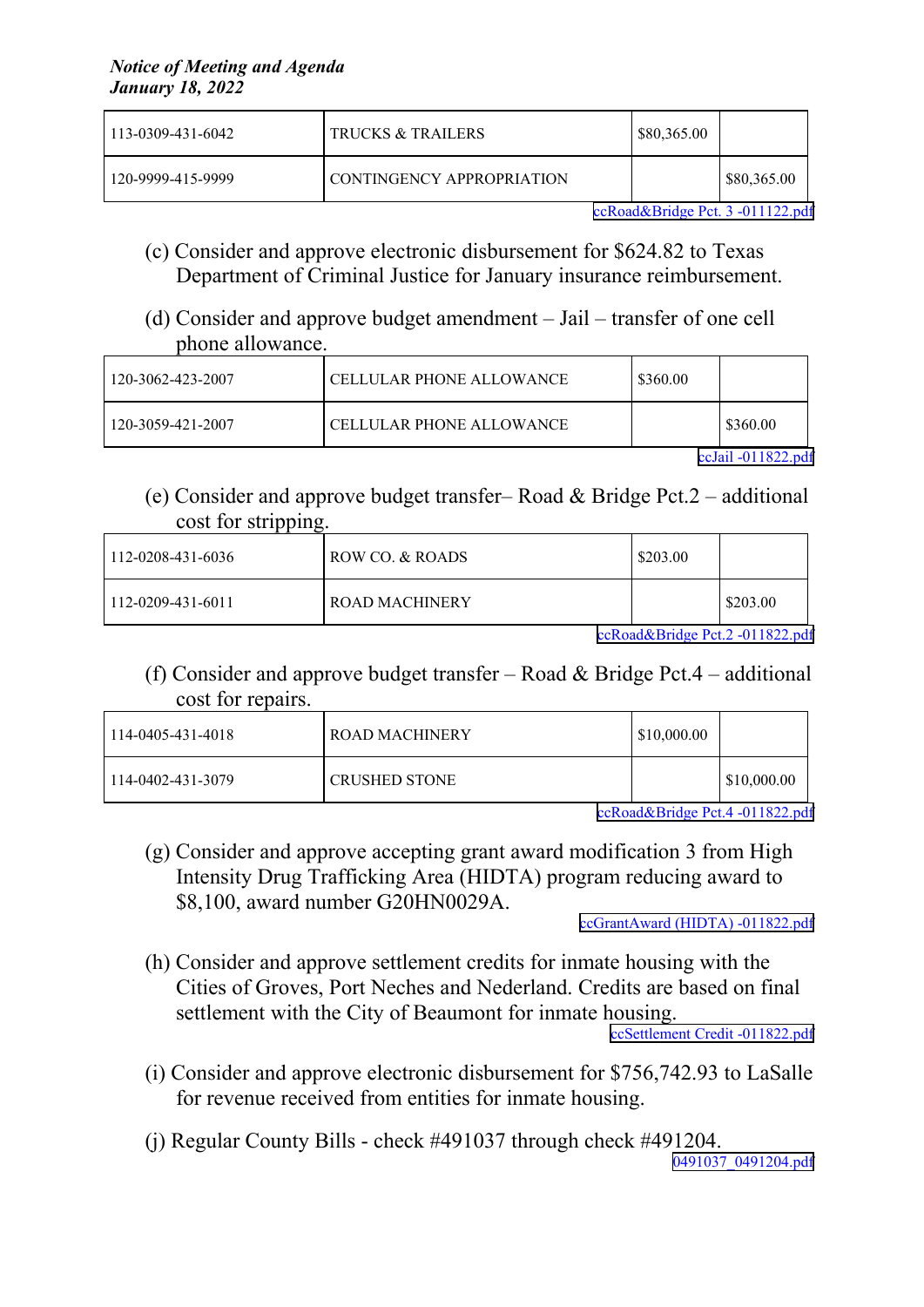| | | | |
|---|---|---|---|
| 113-0309-431-6042 | TRUCKS & TRAILERS | $80,365.00 | |
| 120-9999-415-9999 | CONTINGENCY APPROPRIATION | | $80,365.00 |

ccRoad&Bridge Pct. 3 -011122.pdf

(c) Consider and approve electronic disbursement for $624.82 to Texas Department of Criminal Justice for January insurance reimbursement.

(d) Consider and approve budget amendment – Jail – transfer of one cell phone allowance.

| | | | |
|---|---|---|---|
| 120-3062-423-2007 | CELLULAR PHONE ALLOWANCE | $360.00 | |
| 120-3059-421-2007 | CELLULAR PHONE ALLOWANCE | | $360.00 |

ccJail -011822.pdf

(e) Consider and approve budget transfer– Road & Bridge Pct.2 – additional cost for stripping.

| | | | |
|---|---|---|---|
| 112-0208-431-6036 | ROW CO. & ROADS | $203.00 | |
| 112-0209-431-6011 | ROAD MACHINERY | | $203.00 |

ccRoad&Bridge Pct.2 -011822.pdf

(f) Consider and approve budget transfer – Road & Bridge Pct.4 – additional cost for repairs.

| | | | |
|---|---|---|---|
| 114-0405-431-4018 | ROAD MACHINERY | $10,000.00 | |
| 114-0402-431-3079 | CRUSHED STONE | | $10,000.00 |

ccRoad&Bridge Pct.4 -011822.pdf

(g) Consider and approve accepting grant award modification 3 from High Intensity Drug Trafficking Area (HIDTA) program reducing award to $8,100, award number G20HN0029A.

ccGrantAward (HIDTA) -011822.pdf

(h) Consider and approve settlement credits for inmate housing with the Cities of Groves, Port Neches and Nederland. Credits are based on final settlement with the City of Beaumont for inmate housing.

ccSettlement Credit -011822.pdf

(i) Consider and approve electronic disbursement for $756,742.93 to LaSalle for revenue received from entities for inmate housing.

(j) Regular County Bills - check #491037 through check #491204.

0491037_0491204.pdf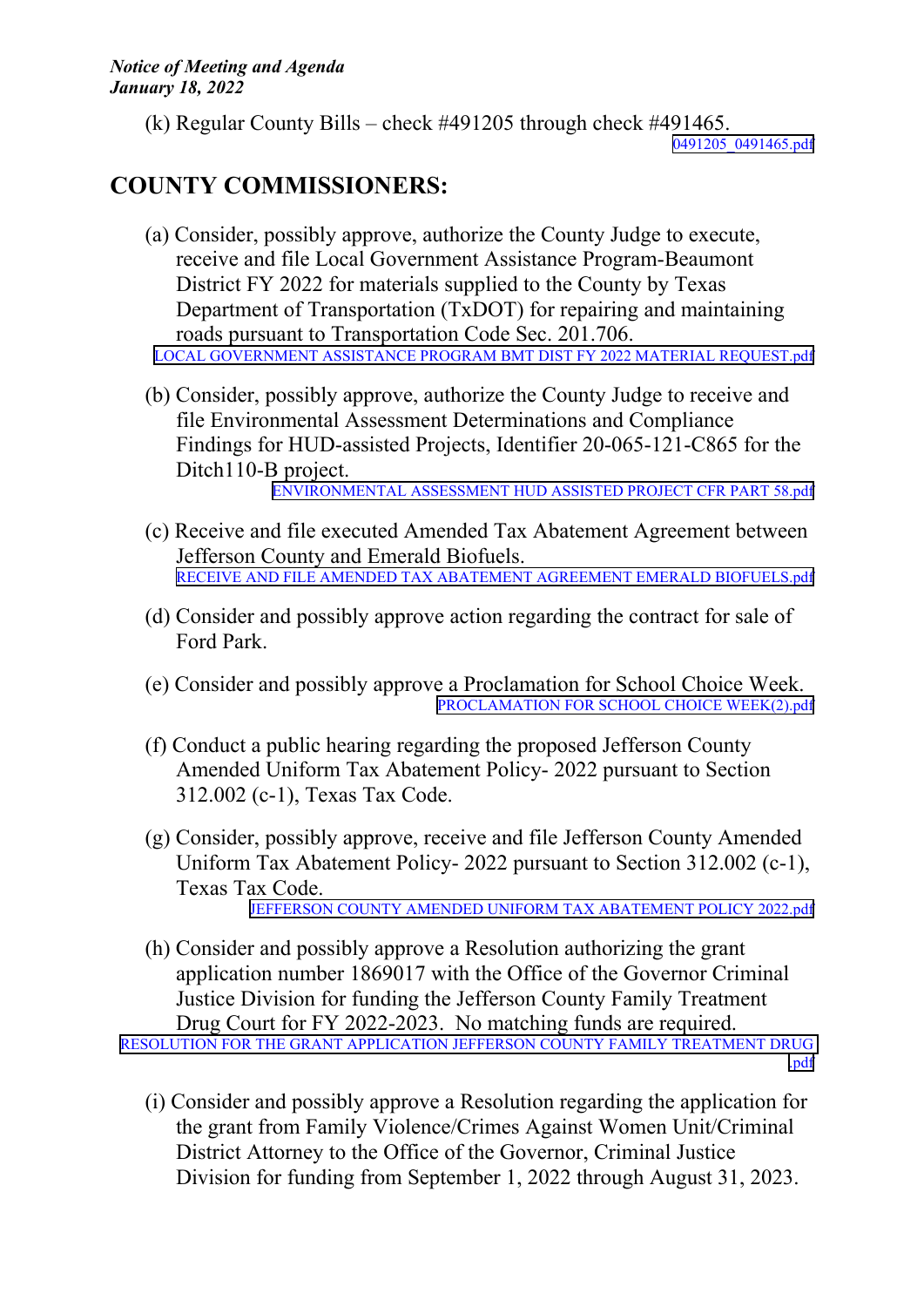(k) Regular County Bills – check #491205 through check #491465.
0491205_0491465.pdf

## COUNTY COMMISSIONERS:

(a) Consider, possibly approve, authorize the County Judge to execute, receive and file Local Government Assistance Program-Beaumont District FY 2022 for materials supplied to the County by Texas Department of Transportation (TxDOT) for repairing and maintaining roads pursuant to Transportation Code Sec. 201.706.
LOCAL GOVERNMENT ASSISTANCE PROGRAM BMT DIST FY 2022 MATERIAL REQUEST.pdf

(b) Consider, possibly approve, authorize the County Judge to receive and file Environmental Assessment Determinations and Compliance Findings for HUD-assisted Projects, Identifier 20-065-121-C865 for the Ditch110-B project.
ENVIRONMENTAL ASSESSMENT HUD ASSISTED PROJECT CFR PART 58.pdf

(c) Receive and file executed Amended Tax Abatement Agreement between Jefferson County and Emerald Biofuels.
RECEIVE AND FILE AMENDED TAX ABATEMENT AGREEMENT EMERALD BIOFUELS.pdf

(d) Consider and possibly approve action regarding the contract for sale of Ford Park.

(e) Consider and possibly approve a Proclamation for School Choice Week.
PROCLAMATION FOR SCHOOL CHOICE WEEK(2).pdf

(f) Conduct a public hearing regarding the proposed Jefferson County Amended Uniform Tax Abatement Policy- 2022 pursuant to Section 312.002 (c-1), Texas Tax Code.

(g) Consider, possibly approve, receive and file Jefferson County Amended Uniform Tax Abatement Policy- 2022 pursuant to Section 312.002 (c-1), Texas Tax Code.
JEFFERSON COUNTY AMENDED UNIFORM TAX ABATEMENT POLICY 2022.pdf

(h) Consider and possibly approve a Resolution authorizing the grant application number 1869017 with the Office of the Governor Criminal Justice Division for funding the Jefferson County Family Treatment Drug Court for FY 2022-2023. No matching funds are required.
RESOLUTION FOR THE GRANT APPLICATION JEFFERSON COUNTY FAMILY TREATMENT DRUG .pdf

(i) Consider and possibly approve a Resolution regarding the application for the grant from Family Violence/Crimes Against Women Unit/Criminal District Attorney to the Office of the Governor, Criminal Justice Division for funding from September 1, 2022 through August 31, 2023.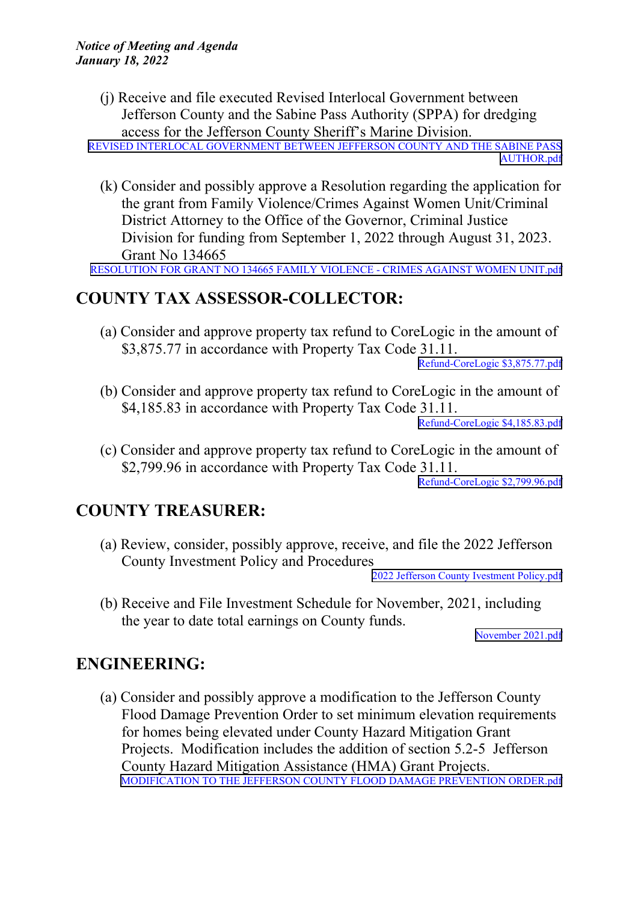(j) Receive and file executed Revised Interlocal Government between Jefferson County and the Sabine Pass Authority (SPPA) for dredging access for the Jefferson County Sheriff's Marine Division.
REVISED INTERLOCAL GOVERNMENT BETWEEN JEFFERSON COUNTY AND THE SABINE PASS AUTHOR.pdf

(k) Consider and possibly approve a Resolution regarding the application for the grant from Family Violence/Crimes Against Women Unit/Criminal District Attorney to the Office of the Governor, Criminal Justice Division for funding from September 1, 2022 through August 31, 2023. Grant No 134665
RESOLUTION FOR GRANT NO 134665 FAMILY VIOLENCE - CRIMES AGAINST WOMEN UNIT.pdf

## COUNTY TAX ASSESSOR-COLLECTOR:

(a) Consider and approve property tax refund to CoreLogic in the amount of $3,875.77 in accordance with Property Tax Code 31.11.
Refund-CoreLogic $3,875.77.pdf

(b) Consider and approve property tax refund to CoreLogic in the amount of $4,185.83 in accordance with Property Tax Code 31.11.
Refund-CoreLogic $4,185.83.pdf

(c) Consider and approve property tax refund to CoreLogic in the amount of $2,799.96 in accordance with Property Tax Code 31.11.
Refund-CoreLogic $2,799.96.pdf

## COUNTY TREASURER:

(a) Review, consider, possibly approve, receive, and file the 2022 Jefferson County Investment Policy and Procedures
2022 Jefferson County Ivestment Policy.pdf

(b) Receive and File Investment Schedule for November, 2021, including the year to date total earnings on County funds.
November 2021.pdf

## ENGINEERING:

(a) Consider and possibly approve a modification to the Jefferson County Flood Damage Prevention Order to set minimum elevation requirements for homes being elevated under County Hazard Mitigation Grant Projects. Modification includes the addition of section 5.2-5 Jefferson County Hazard Mitigation Assistance (HMA) Grant Projects.
MODIFICATION TO THE JEFFERSON COUNTY FLOOD DAMAGE PREVENTION ORDER.pdf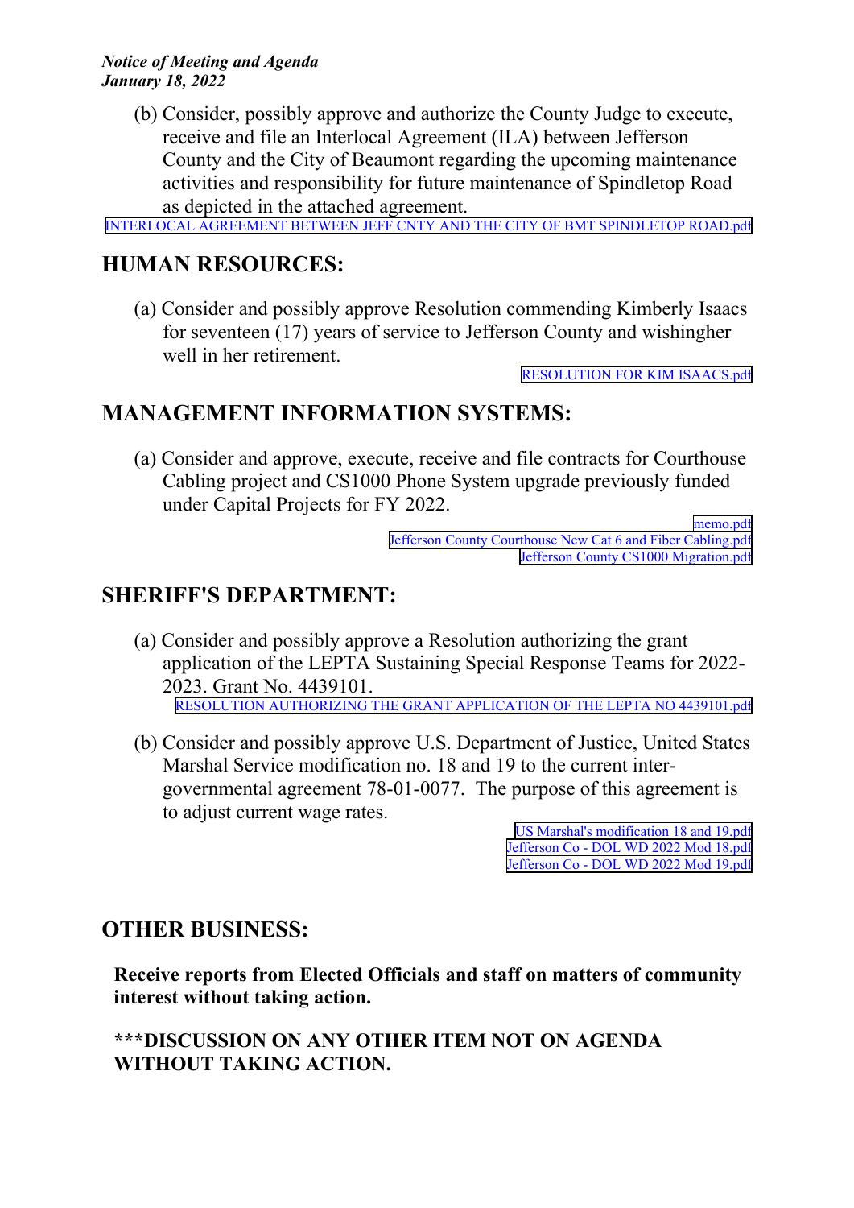(b) Consider, possibly approve and authorize the County Judge to execute, receive and file an Interlocal Agreement (ILA) between Jefferson County and the City of Beaumont regarding the upcoming maintenance activities and responsibility for future maintenance of Spindletop Road as depicted in the attached agreement.

INTERLOCAL AGREEMENT BETWEEN JEFF CNTY AND THE CITY OF BMT SPINDLETOP ROAD.pdf

## HUMAN RESOURCES:

(a) Consider and possibly approve Resolution commending Kimberly Isaacs for seventeen (17) years of service to Jefferson County and wishingher well in her retirement.

RESOLUTION FOR KIM ISAACS.pdf

## MANAGEMENT INFORMATION SYSTEMS:

(a) Consider and approve, execute, receive and file contracts for Courthouse Cabling project and CS1000 Phone System upgrade previously funded under Capital Projects for FY 2022.

memo.pdf
Jefferson County Courthouse New Cat 6 and Fiber Cabling.pdf
Jefferson County CS1000 Migration.pdf

## SHERIFF'S DEPARTMENT:

(a) Consider and possibly approve a Resolution authorizing the grant application of the LEPTA Sustaining Special Response Teams for 2022-2023. Grant No. 4439101.

RESOLUTION AUTHORIZING THE GRANT APPLICATION OF THE LEPTA NO 4439101.pdf

(b) Consider and possibly approve U.S. Department of Justice, United States Marshal Service modification no. 18 and 19 to the current inter-governmental agreement 78-01-0077. The purpose of this agreement is to adjust current wage rates.

US Marshal's modification 18 and 19.pdf
Jefferson Co - DOL WD 2022 Mod 18.pdf
Jefferson Co - DOL WD 2022 Mod 19.pdf

## OTHER BUSINESS:

**Receive reports from Elected Officials and staff on matters of community interest without taking action.**

**\*\*\*DISCUSSION ON ANY OTHER ITEM NOT ON AGENDA WITHOUT TAKING ACTION.**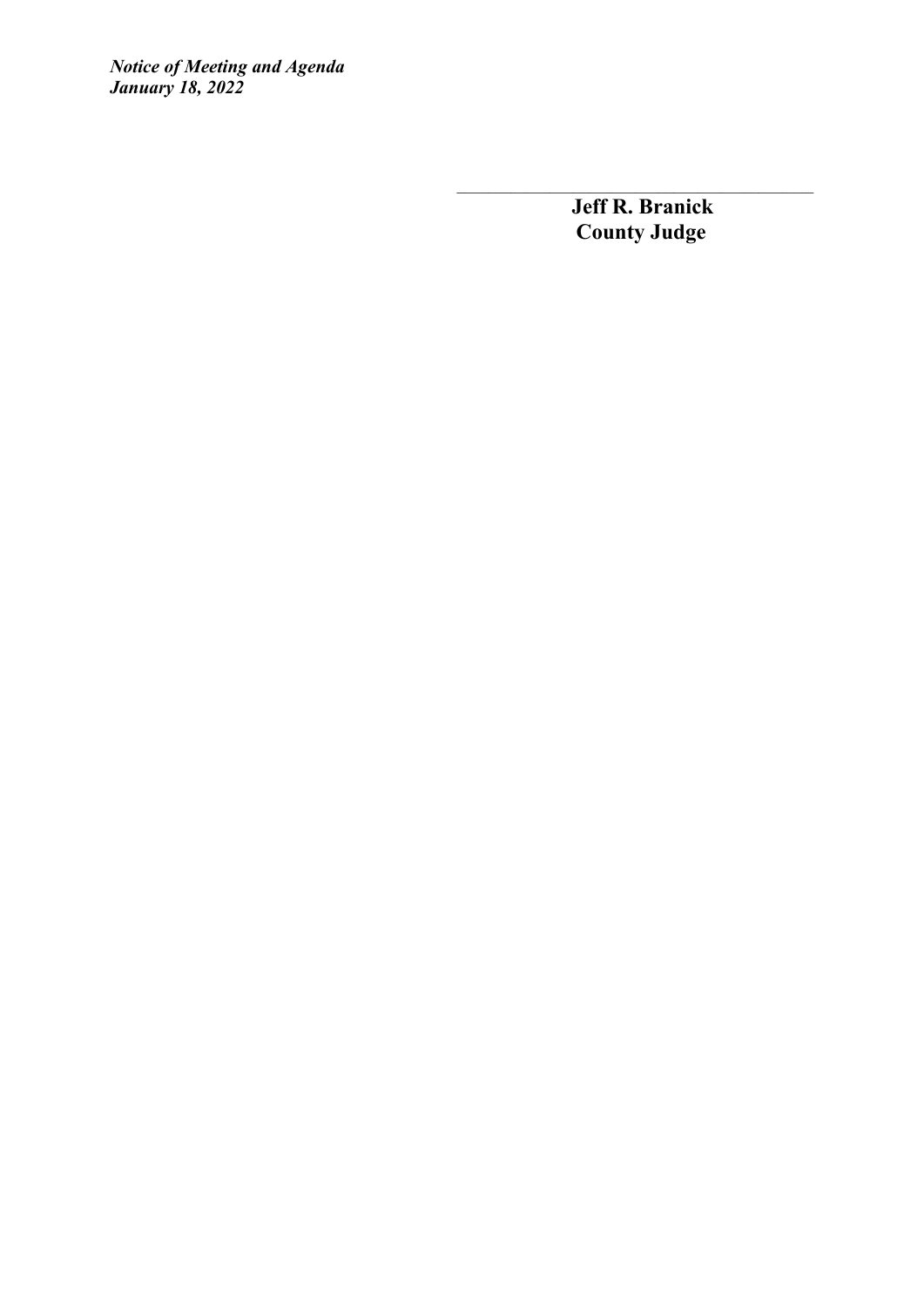\_\_\_\_\_\_\_\_\_\_\_\_\_\_\_\_\_\_\_\_\_\_\_\_\_\_\_\_\_\_\_\_\_\_\_\_\_\_\_\_

**Jeff R. Branick**
**County Judge**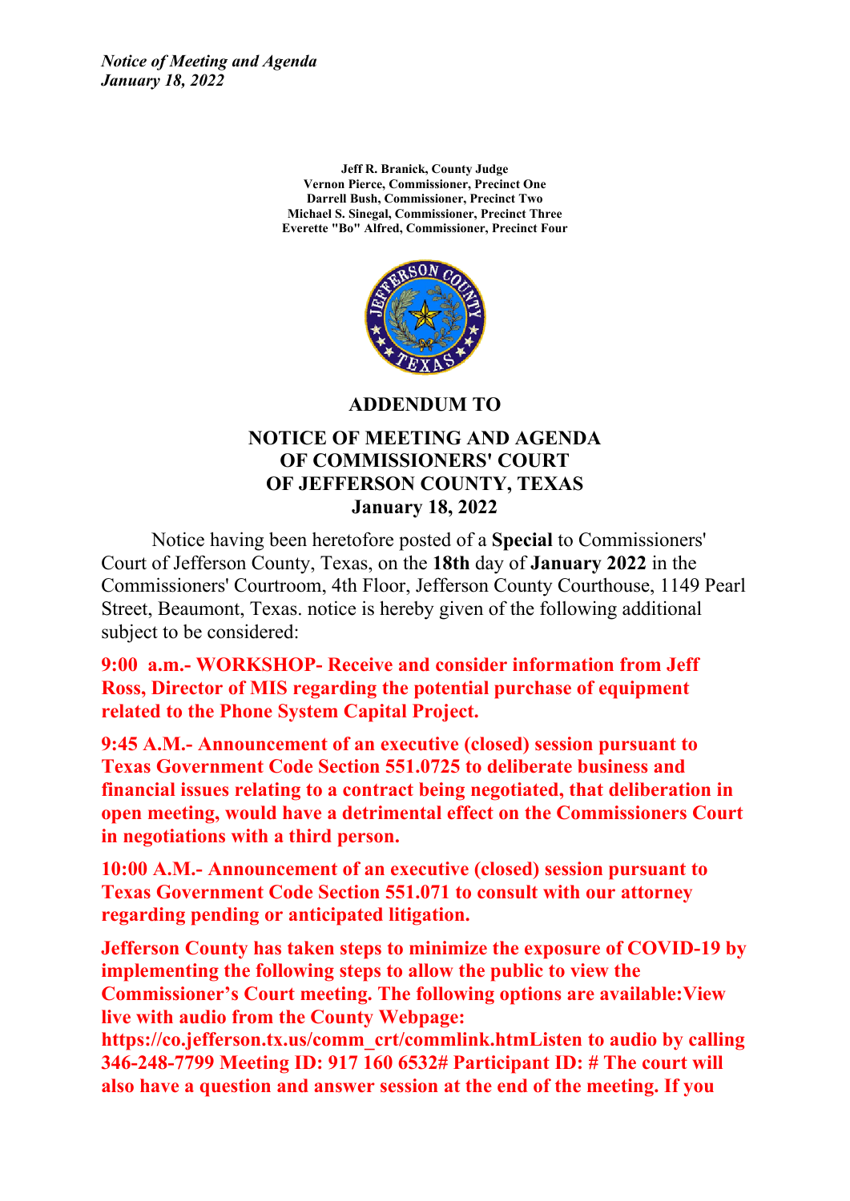*Notice of Meeting and Agenda*
*January 18, 2022*

**Jeff R. Branick, County Judge**
**Vernon Pierce, Commissioner, Precinct One**
**Darrell Bush, Commissioner, Precinct Two**
**Michael S. Sinegal, Commissioner, Precinct Three**
**Everette "Bo" Alfred, Commissioner, Precinct Four**

# ADDENDUM TO

## NOTICE OF MEETING AND AGENDA OF COMMISSIONERS' COURT OF JEFFERSON COUNTY, TEXAS January 18, 2022

Notice having been heretofore posted of a **Special** to Commissioners' Court of Jefferson County, Texas, on the **18th** day of **January 2022** in the Commissioners' Courtroom, 4th Floor, Jefferson County Courthouse, 1149 Pearl Street, Beaumont, Texas. notice is hereby given of the following additional subject to be considered:

**9:00 a.m.- WORKSHOP- Receive and consider information from Jeff Ross, Director of MIS regarding the potential purchase of equipment related to the Phone System Capital Project.**

**9:45 A.M.- Announcement of an executive (closed) session pursuant to Texas Government Code Section 551.0725 to deliberate business and financial issues relating to a contract being negotiated, that deliberation in open meeting, would have a detrimental effect on the Commissioners Court in negotiations with a third person.**

**10:00 A.M.- Announcement of an executive (closed) session pursuant to Texas Government Code Section 551.071 to consult with our attorney regarding pending or anticipated litigation.**

**Jefferson County has taken steps to minimize the exposure of COVID-19 by implementing the following steps to allow the public to view the Commissioner's Court meeting. The following options are available:View live with audio from the County Webpage: https://co.jefferson.tx.us/comm_crt/commlink.htmListen to audio by calling 346-248-7799 Meeting ID: 917 160 6532# Participant ID: # The court will also have a question and answer session at the end of the meeting. If you**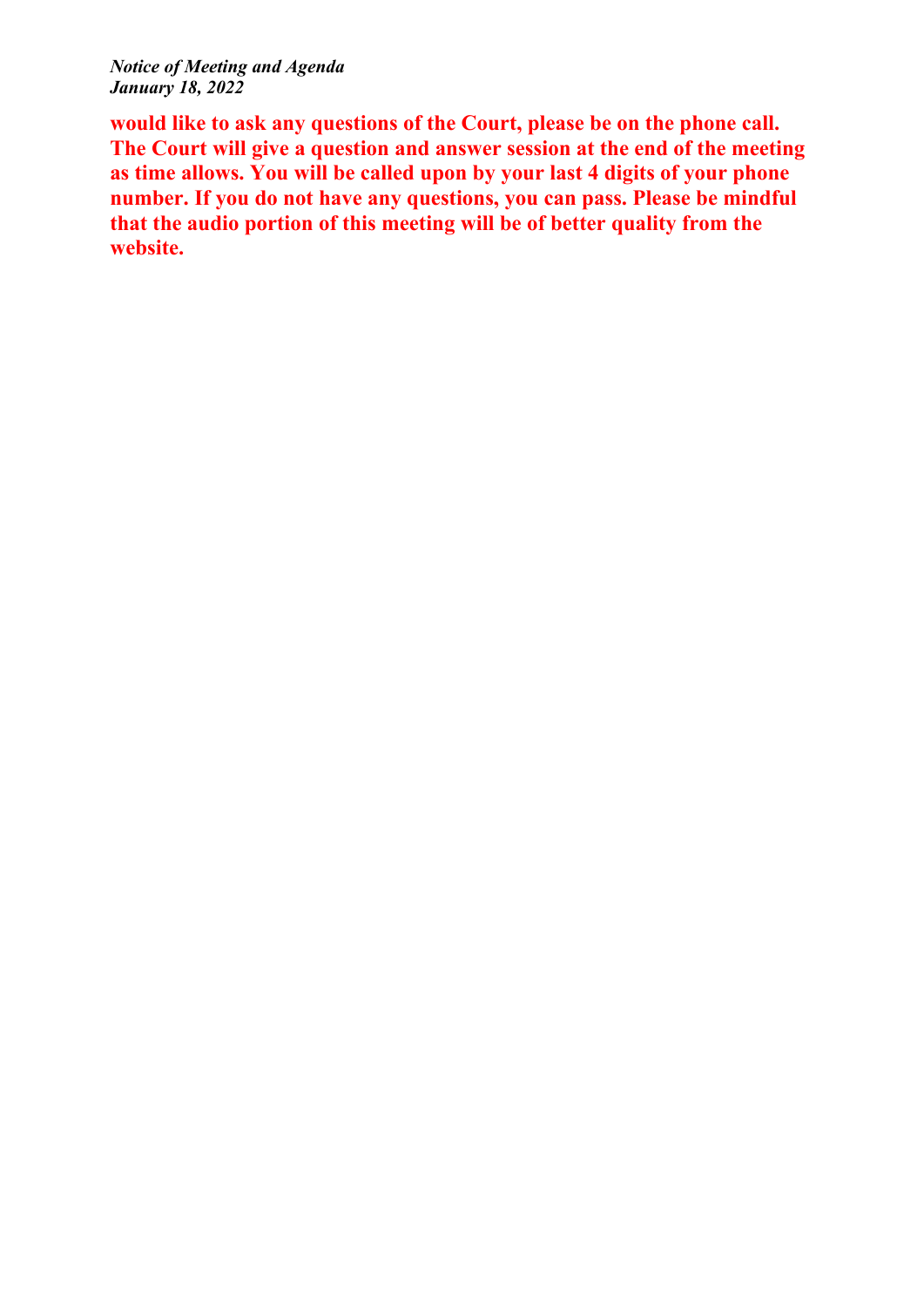**would like to ask any questions of the Court, please be on the phone call. The Court will give a question and answer session at the end of the meeting as time allows. You will be called upon by your last 4 digits of your phone number. If you do not have any questions, you can pass. Please be mindful that the audio portion of this meeting will be of better quality from the website.**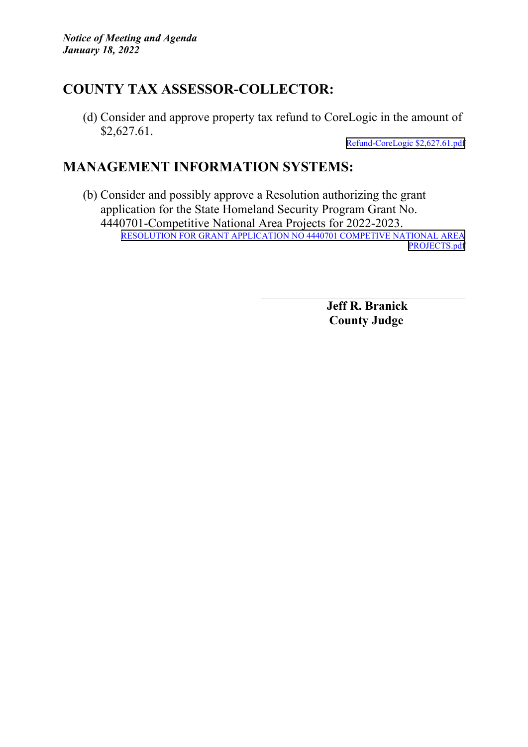## COUNTY TAX ASSESSOR-COLLECTOR:

(d) Consider and approve property tax refund to CoreLogic in the amount of $2,627.61.

Refund-CoreLogic $2,627.61.pdf

## MANAGEMENT INFORMATION SYSTEMS:

(b) Consider and possibly approve a Resolution authorizing the grant application for the State Homeland Security Program Grant No. 4440701-Competitive National Area Projects for 2022-2023.

RESOLUTION FOR GRANT APPLICATION NO 4440701 COMPETIVE NATIONAL AREA PROJECTS.pdf

\_\_\_\_\_\_\_\_\_\_\_\_\_\_\_\_\_\_\_\_\_\_\_\_\_\_\_\_\_\_\_\_\_\_\_\_

**Jeff R. Branick**
**County Judge**